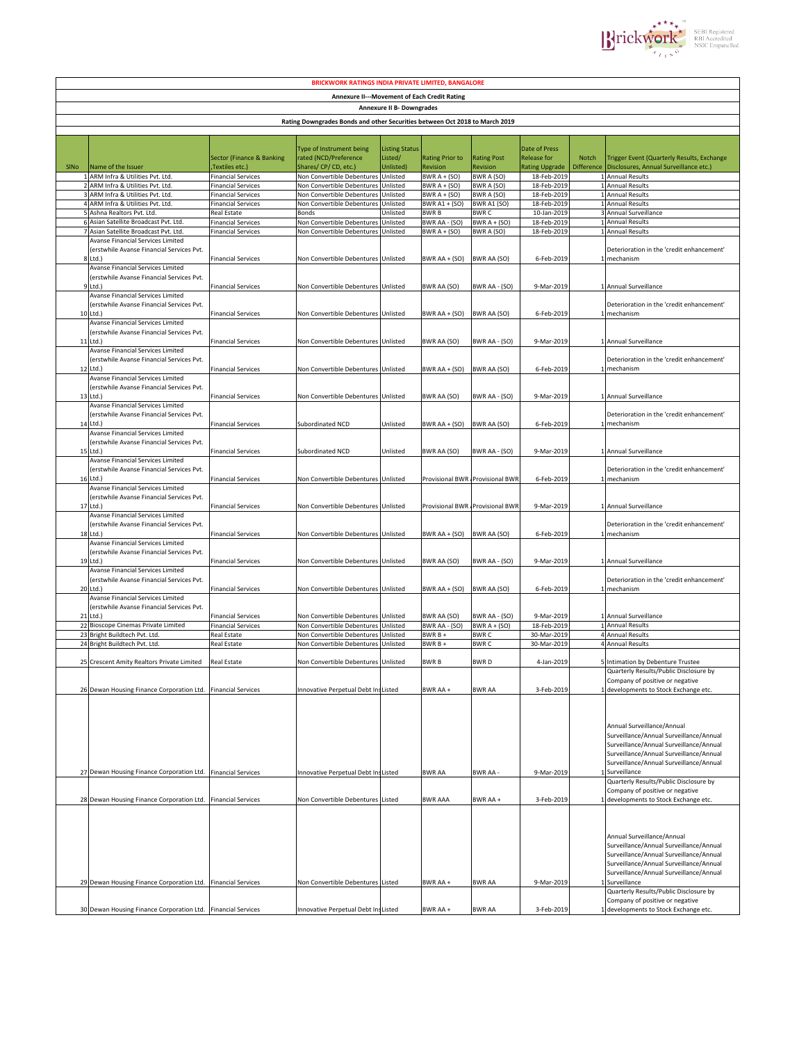## BRICKWORK RATINGS INDIA PRIVATE LIMITED, BANGALORE

### Annexure II---Movement of Each Credit Rating

#### Annexure II B- Downgrades

Rating Downgrades Bonds and other Securities between Oct 2018 to March 2019

| SlNo | Name of the Issuer | Sector (Finance & Banking ,Textiles etc.) | Type of Instrument being rated (NCD/Preference Shares/ CP/ CD, etc.) | Listing Status Listed/ Unlisted) | Rating Prior to Revision | Rating Post Revision | Date of Press Release for Rating Upgrade | Notch Difference | Trigger Event (Quarterly Results, Exchange Disclosures, Annual Surveillance etc.) |
|---|---|---|---|---|---|---|---|---|---|
| 1 | ARM Infra & Utilities Pvt. Ltd. | Financial Services | Non Convertible Debentures | Unlisted | BWR A + (SO) | BWR A (SO) | 18-Feb-2019 | 1 | Annual Results |
| 2 | ARM Infra & Utilities Pvt. Ltd. | Financial Services | Non Convertible Debentures | Unlisted | BWR A + (SO) | BWR A (SO) | 18-Feb-2019 | 1 | Annual Results |
| 3 | ARM Infra & Utilities Pvt. Ltd. | Financial Services | Non Convertible Debentures | Unlisted | BWR A + (SO) | BWR A (SO) | 18-Feb-2019 | 1 | Annual Results |
| 4 | ARM Infra & Utilities Pvt. Ltd. | Financial Services | Non Convertible Debentures | Unlisted | BWR A1 + (SO) | BWR A1 (SO) | 18-Feb-2019 | 1 | Annual Results |
| 5 | Ashna Realtors Pvt. Ltd. | Real Estate | Bonds | Unlisted | BWR B | BWR C | 10-Jan-2019 | 3 | Annual Surveillance |
| 6 | Asian Satellite Broadcast Pvt. Ltd. | Financial Services | Non Convertible Debentures | Unlisted | BWR AA - (SO) | BWR A + (SO) | 18-Feb-2019 | 1 | Annual Results |
| 7 | Asian Satellite Broadcast Pvt. Ltd. | Financial Services | Non Convertible Debentures | Unlisted | BWR A + (SO) | BWR A (SO) | 18-Feb-2019 | 1 | Annual Results |
| 8 | Avanse Financial Services Limited (erstwhile Avanse Financial Services Pvt. Ltd.) | Financial Services | Non Convertible Debentures | Unlisted | BWR AA + (SO) | BWR AA (SO) | 6-Feb-2019 | 1 | Deterioration in the 'credit enhancement' mechanism |
| 9 | Avanse Financial Services Limited (erstwhile Avanse Financial Services Pvt. Ltd.) | Financial Services | Non Convertible Debentures | Unlisted | BWR AA (SO) | BWR AA - (SO) | 9-Mar-2019 | 1 | Annual Surveillance |
| 10 | Avanse Financial Services Limited (erstwhile Avanse Financial Services Pvt. Ltd.) | Financial Services | Non Convertible Debentures | Unlisted | BWR AA + (SO) | BWR AA (SO) | 6-Feb-2019 | 1 | Deterioration in the 'credit enhancement' mechanism |
| 11 | Avanse Financial Services Limited (erstwhile Avanse Financial Services Pvt. Ltd.) | Financial Services | Non Convertible Debentures | Unlisted | BWR AA (SO) | BWR AA - (SO) | 9-Mar-2019 | 1 | Annual Surveillance |
| 12 | Avanse Financial Services Limited (erstwhile Avanse Financial Services Pvt. Ltd.) | Financial Services | Non Convertible Debentures | Unlisted | BWR AA + (SO) | BWR AA (SO) | 6-Feb-2019 | 1 | Deterioration in the 'credit enhancement' mechanism |
| 13 | Avanse Financial Services Limited (erstwhile Avanse Financial Services Pvt. Ltd.) | Financial Services | Non Convertible Debentures | Unlisted | BWR AA (SO) | BWR AA - (SO) | 9-Mar-2019 | 1 | Annual Surveillance |
| 14 | Avanse Financial Services Limited (erstwhile Avanse Financial Services Pvt. Ltd.) | Financial Services | Subordinated NCD | Unlisted | BWR AA + (SO) | BWR AA (SO) | 6-Feb-2019 | 1 | Deterioration in the 'credit enhancement' mechanism |
| 15 | Avanse Financial Services Limited (erstwhile Avanse Financial Services Pvt. Ltd.) | Financial Services | Subordinated NCD | Unlisted | BWR AA (SO) | BWR AA - (SO) | 9-Mar-2019 | 1 | Annual Surveillance |
| 16 | Avanse Financial Services Limited (erstwhile Avanse Financial Services Pvt. Ltd.) | Financial Services | Non Convertible Debentures | Unlisted | Provisional BWR | Provisional BWR | 6-Feb-2019 | 1 | Deterioration in the 'credit enhancement' mechanism |
| 17 | Avanse Financial Services Limited (erstwhile Avanse Financial Services Pvt. Ltd.) | Financial Services | Non Convertible Debentures | Unlisted | Provisional BWR | Provisional BWR | 9-Mar-2019 | 1 | Annual Surveillance |
| 18 | Avanse Financial Services Limited (erstwhile Avanse Financial Services Pvt. Ltd.) | Financial Services | Non Convertible Debentures | Unlisted | BWR AA + (SO) | BWR AA (SO) | 6-Feb-2019 | 1 | Deterioration in the 'credit enhancement' mechanism |
| 19 | Avanse Financial Services Limited (erstwhile Avanse Financial Services Pvt. Ltd.) | Financial Services | Non Convertible Debentures | Unlisted | BWR AA (SO) | BWR AA - (SO) | 9-Mar-2019 | 1 | Annual Surveillance |
| 20 | Avanse Financial Services Limited (erstwhile Avanse Financial Services Pvt. Ltd.) | Financial Services | Non Convertible Debentures | Unlisted | BWR AA + (SO) | BWR AA (SO) | 6-Feb-2019 | 1 | Deterioration in the 'credit enhancement' mechanism |
| 21 | Avanse Financial Services Limited (erstwhile Avanse Financial Services Pvt. Ltd.) | Financial Services | Non Convertible Debentures | Unlisted | BWR AA (SO) | BWR AA - (SO) | 9-Mar-2019 | 1 | Annual Surveillance |
| 22 | Bioscope Cinemas Private Limited | Financial Services | Non Convertible Debentures | Unlisted | BWR AA - (SO) | BWR A + (SO) | 18-Feb-2019 | 1 | Annual Results |
| 23 | Bright Buildtech Pvt. Ltd. | Real Estate | Non Convertible Debentures | Unlisted | BWR B + | BWR C | 30-Mar-2019 | 4 | Annual Results |
| 24 | Bright Buildtech Pvt. Ltd. | Real Estate | Non Convertible Debentures | Unlisted | BWR B + | BWR C | 30-Mar-2019 | 4 | Annual Results |
| 25 | Crescent Amity Realtors Private Limited | Real Estate | Non Convertible Debentures | Unlisted | BWR B | BWR D | 4-Jan-2019 | 5 | Intimation by Debenture Trustee |
| 26 | Dewan Housing Finance Corporation Ltd. | Financial Services | Innovative Perpetual Debt Ins | Listed | BWR AA + | BWR AA | 3-Feb-2019 | 1 | Quarterly Results/Public Disclosure by Company of positive or negative developments to Stock Exchange etc. |
| 27 | Dewan Housing Finance Corporation Ltd. | Financial Services | Innovative Perpetual Debt Ins | Listed | BWR AA | BWR AA - | 9-Mar-2019 | 1 | Annual Surveillance/Annual Surveillance/Annual Surveillance/Annual Surveillance/Annual Surveillance/Annual Surveillance/Annual Surveillance/Annual Surveillance/Annual Surveillance |
| 28 | Dewan Housing Finance Corporation Ltd. | Financial Services | Non Convertible Debentures | Listed | BWR AAA | BWR AA + | 3-Feb-2019 | 1 | Quarterly Results/Public Disclosure by Company of positive or negative developments to Stock Exchange etc. |
| 29 | Dewan Housing Finance Corporation Ltd. | Financial Services | Non Convertible Debentures | Listed | BWR AA + | BWR AA | 9-Mar-2019 | 1 | Annual Surveillance/Annual Surveillance/Annual Surveillance/Annual Surveillance/Annual Surveillance/Annual Surveillance/Annual Surveillance/Annual Surveillance/Annual Surveillance |
| 30 | Dewan Housing Finance Corporation Ltd. | Financial Services | Innovative Perpetual Debt Ins | Listed | BWR AA + | BWR AA | 3-Feb-2019 | 1 | Quarterly Results/Public Disclosure by Company of positive or negative developments to Stock Exchange etc. |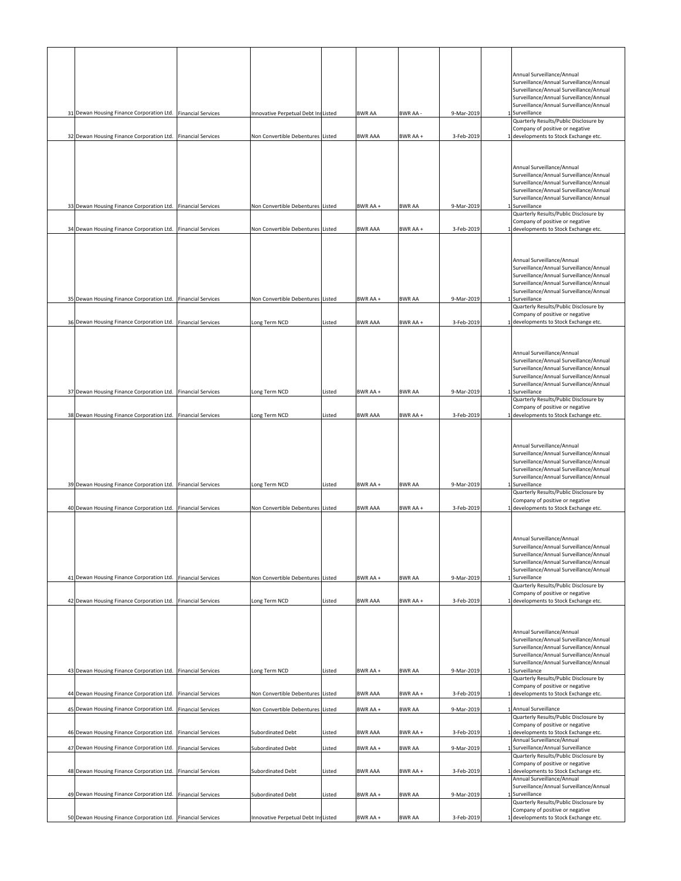| 31 | Dewan Housing Finance Corporation Ltd. | Financial Services | Innovative Perpetual Debt Ins | Listed | BWR AA | BWR AA - | 9-Mar-2019 | 1 | Annual Surveillance/Annual Surveillance/Annual Surveillance/Annual Surveillance/Annual Surveillance/Annual Surveillance/Annual Surveillance/Annual Surveillance/Annual Surveillance/Annual Surveillance |
|---|---|---|---|---|---|---|---|---|---|
| 32 | Dewan Housing Finance Corporation Ltd. | Financial Services | Non Convertible Debentures | Listed | BWR AAA | BWR AA + | 3-Feb-2019 | 1 | Quarterly Results/Public Disclosure by Company of positive or negative developments to Stock Exchange etc. |
| 33 | Dewan Housing Finance Corporation Ltd. | Financial Services | Non Convertible Debentures | Listed | BWR AA + | BWR AA | 9-Mar-2019 | 1 | Annual Surveillance/Annual Surveillance/Annual Surveillance/Annual Surveillance/Annual Surveillance/Annual Surveillance/Annual Surveillance/Annual Surveillance/Annual Surveillance/Annual Surveillance |
| 34 | Dewan Housing Finance Corporation Ltd. | Financial Services | Non Convertible Debentures | Listed | BWR AAA | BWR AA + | 3-Feb-2019 | 1 | Quarterly Results/Public Disclosure by Company of positive or negative developments to Stock Exchange etc. |
| 35 | Dewan Housing Finance Corporation Ltd. | Financial Services | Non Convertible Debentures | Listed | BWR AA + | BWR AA | 9-Mar-2019 | 1 | Annual Surveillance/Annual Surveillance/Annual Surveillance/Annual Surveillance/Annual Surveillance/Annual Surveillance/Annual Surveillance/Annual Surveillance/Annual Surveillance/Annual Surveillance |
| 36 | Dewan Housing Finance Corporation Ltd. | Financial Services | Long Term NCD | Listed | BWR AAA | BWR AA + | 3-Feb-2019 | 1 | Quarterly Results/Public Disclosure by Company of positive or negative developments to Stock Exchange etc. |
| 37 | Dewan Housing Finance Corporation Ltd. | Financial Services | Long Term NCD | Listed | BWR AA + | BWR AA | 9-Mar-2019 | 1 | Annual Surveillance/Annual Surveillance/Annual Surveillance/Annual Surveillance/Annual Surveillance/Annual Surveillance/Annual Surveillance/Annual Surveillance/Annual Surveillance/Annual Surveillance |
| 38 | Dewan Housing Finance Corporation Ltd. | Financial Services | Long Term NCD | Listed | BWR AAA | BWR AA + | 3-Feb-2019 | 1 | Quarterly Results/Public Disclosure by Company of positive or negative developments to Stock Exchange etc. |
| 39 | Dewan Housing Finance Corporation Ltd. | Financial Services | Long Term NCD | Listed | BWR AA + | BWR AA | 9-Mar-2019 | 1 | Annual Surveillance/Annual Surveillance/Annual Surveillance/Annual Surveillance/Annual Surveillance/Annual Surveillance/Annual Surveillance/Annual Surveillance/Annual Surveillance/Annual Surveillance |
| 40 | Dewan Housing Finance Corporation Ltd. | Financial Services | Non Convertible Debentures | Listed | BWR AAA | BWR AA + | 3-Feb-2019 | 1 | Quarterly Results/Public Disclosure by Company of positive or negative developments to Stock Exchange etc. |
| 41 | Dewan Housing Finance Corporation Ltd. | Financial Services | Non Convertible Debentures | Listed | BWR AA + | BWR AA | 9-Mar-2019 | 1 | Annual Surveillance/Annual Surveillance/Annual Surveillance/Annual Surveillance/Annual Surveillance/Annual Surveillance/Annual Surveillance/Annual Surveillance/Annual Surveillance/Annual Surveillance |
| 42 | Dewan Housing Finance Corporation Ltd. | Financial Services | Long Term NCD | Listed | BWR AAA | BWR AA + | 3-Feb-2019 | 1 | Quarterly Results/Public Disclosure by Company of positive or negative developments to Stock Exchange etc. |
| 43 | Dewan Housing Finance Corporation Ltd. | Financial Services | Long Term NCD | Listed | BWR AA + | BWR AA | 9-Mar-2019 | 1 | Annual Surveillance/Annual Surveillance/Annual Surveillance/Annual Surveillance/Annual Surveillance/Annual Surveillance/Annual Surveillance/Annual Surveillance/Annual Surveillance/Annual Surveillance |
| 44 | Dewan Housing Finance Corporation Ltd. | Financial Services | Non Convertible Debentures | Listed | BWR AAA | BWR AA + | 3-Feb-2019 | 1 | Quarterly Results/Public Disclosure by Company of positive or negative developments to Stock Exchange etc. |
| 45 | Dewan Housing Finance Corporation Ltd. | Financial Services | Non Convertible Debentures | Listed | BWR AA + | BWR AA | 9-Mar-2019 | 1 | Annual Surveillance |
| 46 | Dewan Housing Finance Corporation Ltd. | Financial Services | Subordinated Debt | Listed | BWR AAA | BWR AA + | 3-Feb-2019 | 1 | Quarterly Results/Public Disclosure by Company of positive or negative developments to Stock Exchange etc. |
| 47 | Dewan Housing Finance Corporation Ltd. | Financial Services | Subordinated Debt | Listed | BWR AA + | BWR AA | 9-Mar-2019 | 1 | Annual Surveillance/Annual Surveillance/Annual Surveillance |
| 48 | Dewan Housing Finance Corporation Ltd. | Financial Services | Subordinated Debt | Listed | BWR AAA | BWR AA + | 3-Feb-2019 | 1 | Quarterly Results/Public Disclosure by Company of positive or negative developments to Stock Exchange etc. |
| 49 | Dewan Housing Finance Corporation Ltd. | Financial Services | Subordinated Debt | Listed | BWR AA + | BWR AA | 9-Mar-2019 | 1 | Annual Surveillance/Annual Surveillance/Annual Surveillance/Annual Surveillance |
| 50 | Dewan Housing Finance Corporation Ltd. | Financial Services | Innovative Perpetual Debt Ins | Listed | BWR AA + | BWR AA | 3-Feb-2019 | 1 | Quarterly Results/Public Disclosure by Company of positive or negative developments to Stock Exchange etc. |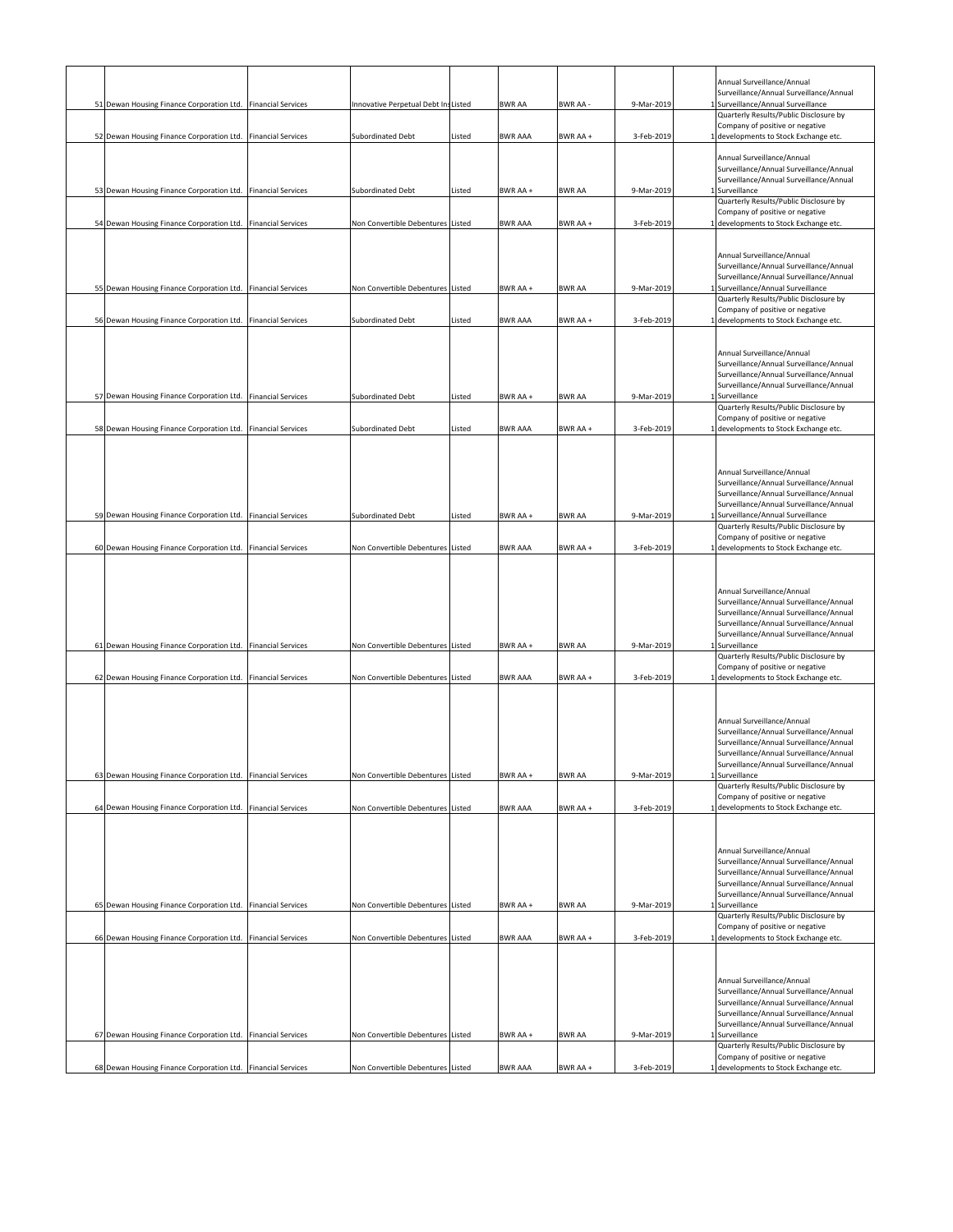| | | | | | | | | | |
|---|---|---|---|---|---|---|---|---|---|
| 51 | Dewan Housing Finance Corporation Ltd. | Financial Services | Innovative Perpetual Debt Ins | Listed | BWR AA | BWR AA - | 9-Mar-2019 | 1 | Annual Surveillance/Annual Surveillance/Annual Surveillance/Annual Surveillance/Annual Surveillance/Annual Surveillance |
| 52 | Dewan Housing Finance Corporation Ltd. | Financial Services | Subordinated Debt | Listed | BWR AAA | BWR AA + | 3-Feb-2019 | 1 | Quarterly Results/Public Disclosure by Company of positive or negative developments to Stock Exchange etc. |
| 53 | Dewan Housing Finance Corporation Ltd. | Financial Services | Subordinated Debt | Listed | BWR AA + | BWR AA | 9-Mar-2019 | 1 | Annual Surveillance/Annual Surveillance/Annual Surveillance/Annual Surveillance/Annual Surveillance/Annual Surveillance |
| 54 | Dewan Housing Finance Corporation Ltd. | Financial Services | Non Convertible Debentures | Listed | BWR AAA | BWR AA + | 3-Feb-2019 | 1 | Quarterly Results/Public Disclosure by Company of positive or negative developments to Stock Exchange etc. |
| 55 | Dewan Housing Finance Corporation Ltd. | Financial Services | Non Convertible Debentures | Listed | BWR AA + | BWR AA | 9-Mar-2019 | 1 | Annual Surveillance/Annual Surveillance/Annual Surveillance/Annual Surveillance/Annual Surveillance/Annual Surveillance/Annual Surveillance/Annual Surveillance |
| 56 | Dewan Housing Finance Corporation Ltd. | Financial Services | Subordinated Debt | Listed | BWR AAA | BWR AA + | 3-Feb-2019 | 1 | Quarterly Results/Public Disclosure by Company of positive or negative developments to Stock Exchange etc. |
| 57 | Dewan Housing Finance Corporation Ltd. | Financial Services | Subordinated Debt | Listed | BWR AA + | BWR AA | 9-Mar-2019 | 1 | Annual Surveillance/Annual Surveillance/Annual Surveillance/Annual Surveillance/Annual Surveillance/Annual Surveillance/Annual Surveillance/Annual Surveillance |
| 58 | Dewan Housing Finance Corporation Ltd. | Financial Services | Subordinated Debt | Listed | BWR AAA | BWR AA + | 3-Feb-2019 | 1 | Quarterly Results/Public Disclosure by Company of positive or negative developments to Stock Exchange etc. |
| 59 | Dewan Housing Finance Corporation Ltd. | Financial Services | Subordinated Debt | Listed | BWR AA + | BWR AA | 9-Mar-2019 | 1 | Annual Surveillance/Annual Surveillance/Annual Surveillance/Annual Surveillance/Annual Surveillance/Annual Surveillance/Annual Surveillance/Annual Surveillance/Annual Surveillance/Annual Surveillance |
| 60 | Dewan Housing Finance Corporation Ltd. | Financial Services | Non Convertible Debentures | Listed | BWR AAA | BWR AA + | 3-Feb-2019 | 1 | Quarterly Results/Public Disclosure by Company of positive or negative developments to Stock Exchange etc. |
| 61 | Dewan Housing Finance Corporation Ltd. | Financial Services | Non Convertible Debentures | Listed | BWR AA + | BWR AA | 9-Mar-2019 | 1 | Annual Surveillance/Annual Surveillance/Annual Surveillance/Annual Surveillance/Annual Surveillance/Annual Surveillance/Annual Surveillance/Annual Surveillance/Annual Surveillance/Annual Surveillance |
| 62 | Dewan Housing Finance Corporation Ltd. | Financial Services | Non Convertible Debentures | Listed | BWR AAA | BWR AA + | 3-Feb-2019 | 1 | Quarterly Results/Public Disclosure by Company of positive or negative developments to Stock Exchange etc. |
| 63 | Dewan Housing Finance Corporation Ltd. | Financial Services | Non Convertible Debentures | Listed | BWR AA + | BWR AA | 9-Mar-2019 | 1 | Annual Surveillance/Annual Surveillance/Annual Surveillance/Annual Surveillance/Annual Surveillance/Annual Surveillance/Annual Surveillance/Annual Surveillance/Annual Surveillance/Annual Surveillance |
| 64 | Dewan Housing Finance Corporation Ltd. | Financial Services | Non Convertible Debentures | Listed | BWR AAA | BWR AA + | 3-Feb-2019 | 1 | Quarterly Results/Public Disclosure by Company of positive or negative developments to Stock Exchange etc. |
| 65 | Dewan Housing Finance Corporation Ltd. | Financial Services | Non Convertible Debentures | Listed | BWR AA + | BWR AA | 9-Mar-2019 | 1 | Annual Surveillance/Annual Surveillance/Annual Surveillance/Annual Surveillance/Annual Surveillance/Annual Surveillance/Annual Surveillance/Annual Surveillance/Annual Surveillance/Annual Surveillance |
| 66 | Dewan Housing Finance Corporation Ltd. | Financial Services | Non Convertible Debentures | Listed | BWR AAA | BWR AA + | 3-Feb-2019 | 1 | Quarterly Results/Public Disclosure by Company of positive or negative developments to Stock Exchange etc. |
| 67 | Dewan Housing Finance Corporation Ltd. | Financial Services | Non Convertible Debentures | Listed | BWR AA + | BWR AA | 9-Mar-2019 | 1 | Annual Surveillance/Annual Surveillance/Annual Surveillance/Annual Surveillance/Annual Surveillance/Annual Surveillance/Annual Surveillance/Annual Surveillance/Annual Surveillance/Annual Surveillance |
| 68 | Dewan Housing Finance Corporation Ltd. | Financial Services | Non Convertible Debentures | Listed | BWR AAA | BWR AA + | 3-Feb-2019 | 1 | Quarterly Results/Public Disclosure by Company of positive or negative developments to Stock Exchange etc. |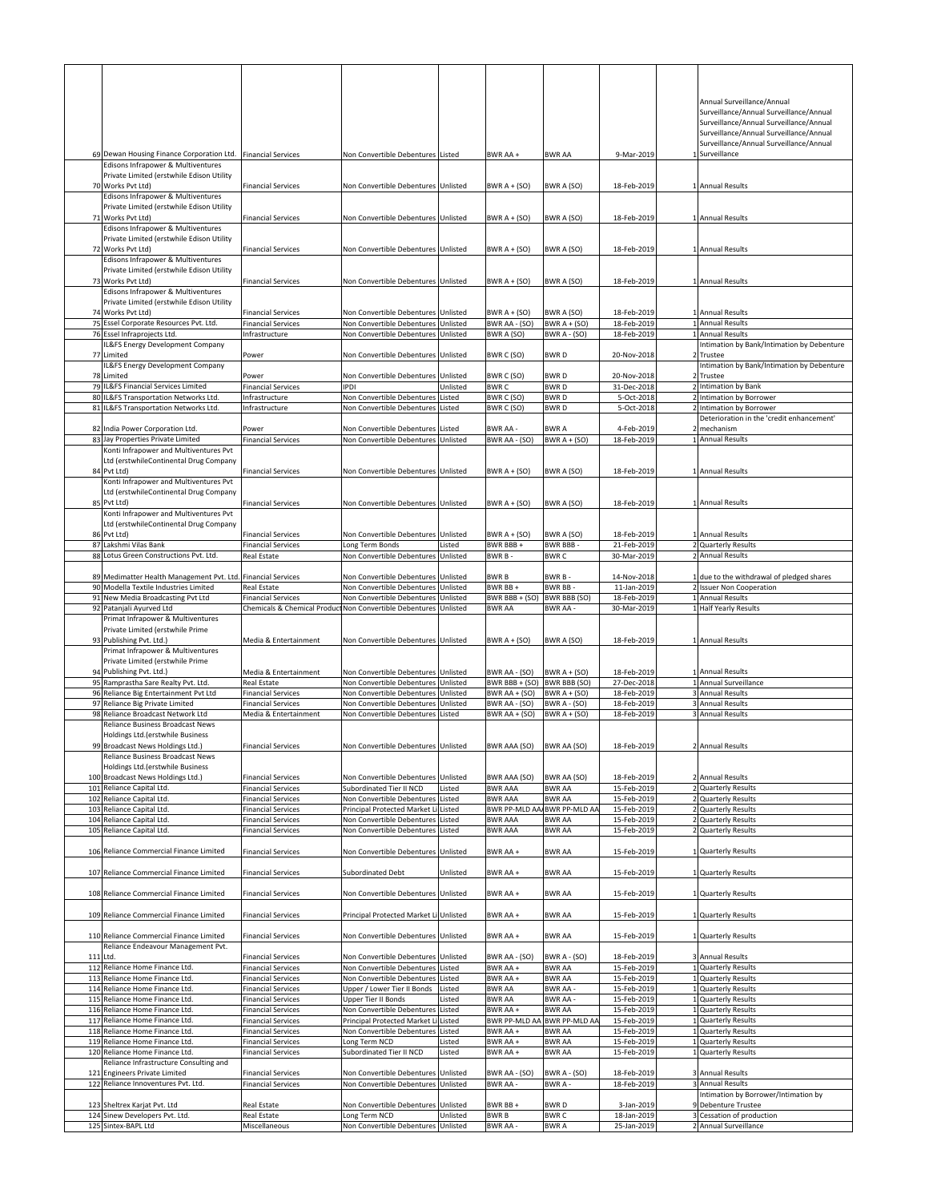| 69 | Dewan Housing Finance Corporation Ltd. | Financial Services | Non Convertible Debentures | Listed | BWR AA + | BWR AA | 9-Mar-2019 | 1 | Annual Surveillance/Annual Surveillance/Annual Surveillance/Annual Surveillance/Annual Surveillance/Annual Surveillance/Annual Surveillance/Annual Surveillance |
|---|---|---|---|---|---|---|---|---|---|
| 70 | Edisons Infrapower & Multiventures Private Limited (erstwhile Edison Utility Works Pvt Ltd) | Financial Services | Non Convertible Debentures | Unlisted | BWR A + (SO) | BWR A (SO) | 18-Feb-2019 | 1 | Annual Results |
| 71 | Edisons Infrapower & Multiventures Private Limited (erstwhile Edison Utility Works Pvt Ltd) | Financial Services | Non Convertible Debentures | Unlisted | BWR A + (SO) | BWR A (SO) | 18-Feb-2019 | 1 | Annual Results |
| 72 | Edisons Infrapower & Multiventures Private Limited (erstwhile Edison Utility Works Pvt Ltd) | Financial Services | Non Convertible Debentures | Unlisted | BWR A + (SO) | BWR A (SO) | 18-Feb-2019 | 1 | Annual Results |
| 73 | Edisons Infrapower & Multiventures Private Limited (erstwhile Edison Utility Works Pvt Ltd) | Financial Services | Non Convertible Debentures | Unlisted | BWR A + (SO) | BWR A (SO) | 18-Feb-2019 | 1 | Annual Results |
| 74 | Edisons Infrapower & Multiventures Private Limited (erstwhile Edison Utility Works Pvt Ltd) | Financial Services | Non Convertible Debentures | Unlisted | BWR A + (SO) | BWR A (SO) | 18-Feb-2019 | 1 | Annual Results |
| 75 | Essel Corporate Resources Pvt. Ltd. | Financial Services | Non Convertible Debentures | Unlisted | BWR AA - (SO) | BWR A + (SO) | 18-Feb-2019 | 1 | Annual Results |
| 76 | Essel Infraprojects Ltd. | Infrastructure | Non Convertible Debentures | Unlisted | BWR A (SO) | BWR A - (SO) | 18-Feb-2019 | 1 | Annual Results |
| 77 | IL&FS Energy Development Company Limited | Power | Non Convertible Debentures | Unlisted | BWR C (SO) | BWR D | 20-Nov-2018 | 2 | Intimation by Bank/Intimation by Debenture Trustee |
| 78 | IL&FS Energy Development Company Limited | Power | Non Convertible Debentures | Unlisted | BWR C (SO) | BWR D | 20-Nov-2018 | 2 | Intimation by Bank/Intimation by Debenture Trustee |
| 79 | IL&FS Financial Services Limited | Financial Services | IPDI | Unlisted | BWR C | BWR D | 31-Dec-2018 | 2 | Intimation by Bank |
| 80 | IL&FS Transportation Networks Ltd. | Infrastructure | Non Convertible Debentures | Listed | BWR C (SO) | BWR D | 5-Oct-2018 | 2 | Intimation by Borrower |
| 81 | IL&FS Transportation Networks Ltd. | Infrastructure | Non Convertible Debentures | Listed | BWR C (SO) | BWR D | 5-Oct-2018 | 2 | Intimation by Borrower |
| 82 | India Power Corporation Ltd. | Power | Non Convertible Debentures | Listed | BWR AA - | BWR A | 4-Feb-2019 | 2 | Deterioration in the 'credit enhancement' mechanism |
| 83 | Jay Properties Private Limited | Financial Services | Non Convertible Debentures | Unlisted | BWR AA - (SO) | BWR A + (SO) | 18-Feb-2019 | 1 | Annual Results |
| 84 | Konti Infrapower and Multiventures Pvt Ltd (erstwhileContinental Drug Company Pvt Ltd) | Financial Services | Non Convertible Debentures | Unlisted | BWR A + (SO) | BWR A (SO) | 18-Feb-2019 | 1 | Annual Results |
| 85 | Konti Infrapower and Multiventures Pvt Ltd (erstwhileContinental Drug Company Pvt Ltd) | Financial Services | Non Convertible Debentures | Unlisted | BWR A + (SO) | BWR A (SO) | 18-Feb-2019 | 1 | Annual Results |
| 86 | Konti Infrapower and Multiventures Pvt Ltd (erstwhileContinental Drug Company Pvt Ltd) | Financial Services | Non Convertible Debentures | Unlisted | BWR A + (SO) | BWR A (SO) | 18-Feb-2019 | 1 | Annual Results |
| 87 | Lakshmi Vilas Bank | Financial Services | Long Term Bonds | Listed | BWR BBB + | BWR BBB - | 21-Feb-2019 | 2 | Quarterly Results |
| 88 | Lotus Green Constructions Pvt. Ltd. | Real Estate | Non Convertible Debentures | Unlisted | BWR B - | BWR C | 30-Mar-2019 | 2 | Annual Results |
| 89 | Medimatter Health Management Pvt. Ltd. | Financial Services | Non Convertible Debentures | Unlisted | BWR B | BWR B - | 14-Nov-2018 | 1 | due to the withdrawal of pledged shares |
| 90 | Modella Textile Industries Limited | Real Estate | Non Convertible Debentures | Unlisted | BWR BB + | BWR BB - | 11-Jan-2019 | 2 | Issuer Non Cooperation |
| 91 | New Media Broadcasting Pvt Ltd | Financial Services | Non Convertible Debentures | Unlisted | BWR BBB + (SO) | BWR BBB (SO) | 18-Feb-2019 | 1 | Annual Results |
| 92 | Patanjali Ayurved Ltd | Chemicals & Chemical Product | Non Convertible Debentures | Unlisted | BWR AA | BWR AA - | 30-Mar-2019 | 1 | Half Yearly Results |
| 93 | Primat Infrapower & Multiventures Private Limited (erstwhile Prime Publishing Pvt. Ltd.) | Media & Entertainment | Non Convertible Debentures | Unlisted | BWR A + (SO) | BWR A (SO) | 18-Feb-2019 | 1 | Annual Results |
| 94 | Primat Infrapower & Multiventures Private Limited (erstwhile Prime Publishing Pvt. Ltd.) | Media & Entertainment | Non Convertible Debentures | Unlisted | BWR AA - (SO) | BWR A + (SO) | 18-Feb-2019 | 1 | Annual Results |
| 95 | Ramprastha Sare Realty Pvt. Ltd. | Real Estate | Non Convertible Debentures | Unlisted | BWR BBB + (SO) | BWR BBB (SO) | 27-Dec-2018 | 1 | Annual Surveillance |
| 96 | Reliance Big Entertainment Pvt Ltd | Financial Services | Non Convertible Debentures | Unlisted | BWR AA + (SO) | BWR A + (SO) | 18-Feb-2019 | 3 | Annual Results |
| 97 | Reliance Big Private Limited | Financial Services | Non Convertible Debentures | Unlisted | BWR AA - (SO) | BWR A - (SO) | 18-Feb-2019 | 3 | Annual Results |
| 98 | Reliance Broadcast Network Ltd | Media & Entertainment | Non Convertible Debentures | Listed | BWR AA + (SO) | BWR A + (SO) | 18-Feb-2019 | 3 | Annual Results |
| 99 | Reliance Business Broadcast News Holdings Ltd.(erstwhile Business Broadcast News Holdings Ltd.) | Financial Services | Non Convertible Debentures | Unlisted | BWR AAA (SO) | BWR AA (SO) | 18-Feb-2019 | 2 | Annual Results |
| 100 | Reliance Business Broadcast News Holdings Ltd.(erstwhile Business Broadcast News Holdings Ltd.) | Financial Services | Non Convertible Debentures | Unlisted | BWR AAA (SO) | BWR AA (SO) | 18-Feb-2019 | 2 | Annual Results |
| 101 | Reliance Capital Ltd. | Financial Services | Subordinated Tier II NCD | Listed | BWR AAA | BWR AA | 15-Feb-2019 | 2 | Quarterly Results |
| 102 | Reliance Capital Ltd. | Financial Services | Non Convertible Debentures | Listed | BWR AAA | BWR AA | 15-Feb-2019 | 2 | Quarterly Results |
| 103 | Reliance Capital Ltd. | Financial Services | Principal Protected Market Li | Listed | BWR PP-MLD AA | BWR PP-MLD AA | 15-Feb-2019 | 2 | Quarterly Results |
| 104 | Reliance Capital Ltd. | Financial Services | Non Convertible Debentures | Listed | BWR AAA | BWR AA | 15-Feb-2019 | 2 | Quarterly Results |
| 105 | Reliance Capital Ltd. | Financial Services | Non Convertible Debentures | Listed | BWR AAA | BWR AA | 15-Feb-2019 | 2 | Quarterly Results |
| 106 | Reliance Commercial Finance Limited | Financial Services | Non Convertible Debentures | Unlisted | BWR AA + | BWR AA | 15-Feb-2019 | 1 | Quarterly Results |
| 107 | Reliance Commercial Finance Limited | Financial Services | Subordinated Debt | Unlisted | BWR AA + | BWR AA | 15-Feb-2019 | 1 | Quarterly Results |
| 108 | Reliance Commercial Finance Limited | Financial Services | Non Convertible Debentures | Unlisted | BWR AA + | BWR AA | 15-Feb-2019 | 1 | Quarterly Results |
| 109 | Reliance Commercial Finance Limited | Financial Services | Principal Protected Market Li | Unlisted | BWR AA + | BWR AA | 15-Feb-2019 | 1 | Quarterly Results |
| 110 | Reliance Commercial Finance Limited | Financial Services | Non Convertible Debentures | Unlisted | BWR AA + | BWR AA | 15-Feb-2019 | 1 | Quarterly Results |
| 111 | Reliance Endeavour Management Pvt. Ltd. | Financial Services | Non Convertible Debentures | Unlisted | BWR AA - (SO) | BWR A - (SO) | 18-Feb-2019 | 3 | Annual Results |
| 112 | Reliance Home Finance Ltd. | Financial Services | Non Convertible Debentures | Listed | BWR AA + | BWR AA | 15-Feb-2019 | 1 | Quarterly Results |
| 113 | Reliance Home Finance Ltd. | Financial Services | Non Convertible Debentures | Listed | BWR AA + | BWR AA | 15-Feb-2019 | 1 | Quarterly Results |
| 114 | Reliance Home Finance Ltd. | Financial Services | Upper / Lower Tier II Bonds | Listed | BWR AA | BWR AA - | 15-Feb-2019 | 1 | Quarterly Results |
| 115 | Reliance Home Finance Ltd. | Financial Services | Upper Tier II Bonds | Listed | BWR AA | BWR AA - | 15-Feb-2019 | 1 | Quarterly Results |
| 116 | Reliance Home Finance Ltd. | Financial Services | Non Convertible Debentures | Listed | BWR AA + | BWR AA | 15-Feb-2019 | 1 | Quarterly Results |
| 117 | Reliance Home Finance Ltd. | Financial Services | Principal Protected Market Li | Listed | BWR PP-MLD AA | BWR PP-MLD AA | 15-Feb-2019 | 1 | Quarterly Results |
| 118 | Reliance Home Finance Ltd. | Financial Services | Non Convertible Debentures | Listed | BWR AA + | BWR AA | 15-Feb-2019 | 1 | Quarterly Results |
| 119 | Reliance Home Finance Ltd. | Financial Services | Long Term NCD | Listed | BWR AA + | BWR AA | 15-Feb-2019 | 1 | Quarterly Results |
| 120 | Reliance Home Finance Ltd. | Financial Services | Subordinated Tier II NCD | Listed | BWR AA + | BWR AA | 15-Feb-2019 | 1 | Quarterly Results |
| 121 | Reliance Infrastructure Consulting and Engineers Private Limited | Financial Services | Non Convertible Debentures | Unlisted | BWR AA - (SO) | BWR A - (SO) | 18-Feb-2019 | 3 | Annual Results |
| 122 | Reliance Innoventures Pvt. Ltd. | Financial Services | Non Convertible Debentures | Unlisted | BWR AA - | BWR A - | 18-Feb-2019 | 3 | Annual Results |
| 123 | Sheltrex Karjat Pvt. Ltd | Real Estate | Non Convertible Debentures | Unlisted | BWR BB + | BWR D | 3-Jan-2019 | 9 | Intimation by Borrower/Intimation by Debenture Trustee |
| 124 | Sinew Developers Pvt. Ltd. | Real Estate | Long Term NCD | Unlisted | BWR B | BWR C | 18-Jan-2019 | 3 | Cessation of production |
| 125 | Sintex-BAPL Ltd | Miscellaneous | Non Convertible Debentures | Unlisted | BWR AA - | BWR A | 25-Jan-2019 | 2 | Annual Surveillance |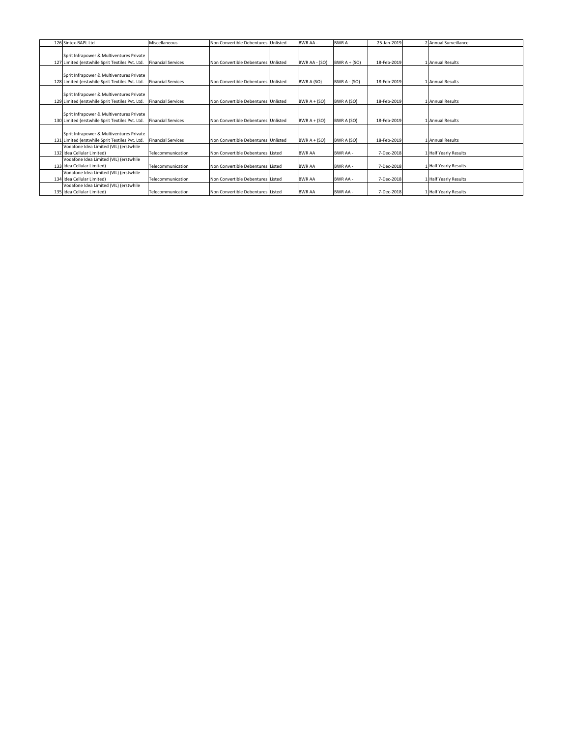| | | | | | | | | | |
|---|---|---|---|---|---|---|---|---|---|
| 126 | Sintex-BAPL Ltd | Miscellaneous | Non Convertible Debentures | Unlisted | BWR AA - | BWR A | 25-Jan-2019 | 2 | Annual Surveillance |
| 127 | Sprit Infrapower & Multiventures Private Limited (erstwhile Sprit Textiles Pvt. Ltd. | Financial Services | Non Convertible Debentures | Unlisted | BWR AA - (SO) | BWR A + (SO) | 18-Feb-2019 | 1 | Annual Results |
| 128 | Sprit Infrapower & Multiventures Private Limited (erstwhile Sprit Textiles Pvt. Ltd. | Financial Services | Non Convertible Debentures | Unlisted | BWR A (SO) | BWR A - (SO) | 18-Feb-2019 | 1 | Annual Results |
| 129 | Sprit Infrapower & Multiventures Private Limited (erstwhile Sprit Textiles Pvt. Ltd. | Financial Services | Non Convertible Debentures | Unlisted | BWR A + (SO) | BWR A (SO) | 18-Feb-2019 | 1 | Annual Results |
| 130 | Sprit Infrapower & Multiventures Private Limited (erstwhile Sprit Textiles Pvt. Ltd. | Financial Services | Non Convertible Debentures | Unlisted | BWR A + (SO) | BWR A (SO) | 18-Feb-2019 | 1 | Annual Results |
| 131 | Sprit Infrapower & Multiventures Private Limited (erstwhile Sprit Textiles Pvt. Ltd. | Financial Services | Non Convertible Debentures | Unlisted | BWR A + (SO) | BWR A (SO) | 18-Feb-2019 | 1 | Annual Results |
| 132 | Vodafone Idea Limited (VIL) (erstwhile Idea Cellular Limited) | Telecommunication | Non Convertible Debentures | Listed | BWR AA | BWR AA - | 7-Dec-2018 | 1 | Half Yearly Results |
| 133 | Vodafone Idea Limited (VIL) (erstwhile Idea Cellular Limited) | Telecommunication | Non Convertible Debentures | Listed | BWR AA | BWR AA - | 7-Dec-2018 | 1 | Half Yearly Results |
| 134 | Vodafone Idea Limited (VIL) (erstwhile Idea Cellular Limited) | Telecommunication | Non Convertible Debentures | Listed | BWR AA | BWR AA - | 7-Dec-2018 | 1 | Half Yearly Results |
| 135 | Vodafone Idea Limited (VIL) (erstwhile Idea Cellular Limited) | Telecommunication | Non Convertible Debentures | Listed | BWR AA | BWR AA - | 7-Dec-2018 | 1 | Half Yearly Results |